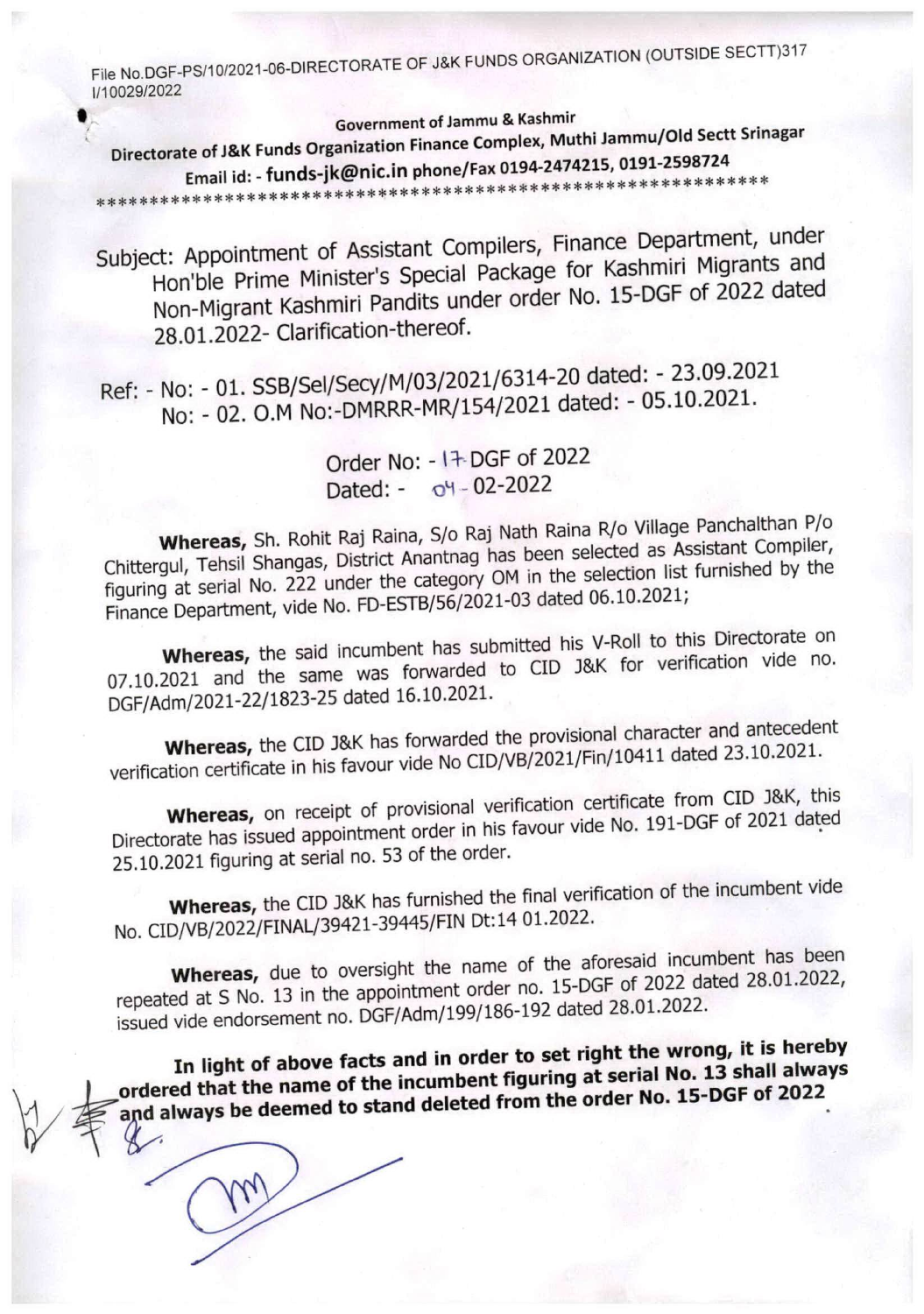File No.DGF-PS/10/2021-06-DIRECTORATE OF J&K FUNDS ORGANIZATION (OUTSIDE SECTT)317
I/10029/2022

**Government of Jammu & Kashmir**
**Directorate of J&K Funds Organization Finance Complex, Muthi Jammu/Old Sectt Srinagar**
**Email id: - funds-jk@nic.in phone/Fax 0194-2474215, 0191-2598724**
**********************************************************

Subject: Appointment of Assistant Compilers, Finance Department, under Hon'ble Prime Minister's Special Package for Kashmiri Migrants and Non-Migrant Kashmiri Pandits under order No. 15-DGF of 2022 dated 28.01.2022- Clarification-thereof.

Ref: - No: - 01. SSB/Sel/Secy/M/03/2021/6314-20 dated: - 23.09.2021
No: - 02. O.M No:-DMRRR-MR/154/2021 dated: - 05.10.2021.

Order No: - 17 DGF of 2022
Dated: - 04-02-2022

**Whereas,** Sh. Rohit Raj Raina, S/o Raj Nath Raina R/o Village Panchalthan P/o Chittergul, Tehsil Shangas, District Anantnag has been selected as Assistant Compiler, figuring at serial No. 222 under the category OM in the selection list furnished by the Finance Department, vide No. FD-ESTB/56/2021-03 dated 06.10.2021;

**Whereas,** the said incumbent has submitted his V-Roll to this Directorate on 07.10.2021 and the same was forwarded to CID J&K for verification vide no. DGF/Adm/2021-22/1823-25 dated 16.10.2021.

**Whereas,** the CID J&K has forwarded the provisional character and antecedent verification certificate in his favour vide No CID/VB/2021/Fin/10411 dated 23.10.2021.

**Whereas,** on receipt of provisional verification certificate from CID J&K, this Directorate has issued appointment order in his favour vide No. 191-DGF of 2021 dated 25.10.2021 figuring at serial no. 53 of the order.

**Whereas,** the CID J&K has furnished the final verification of the incumbent vide No. CID/VB/2022/FINAL/39421-39445/FIN Dt:14 01.2022.

**Whereas,** due to oversight the name of the aforesaid incumbent has been repeated at S No. 13 in the appointment order no. 15-DGF of 2022 dated 28.01.2022, issued vide endorsement no. DGF/Adm/199/186-192 dated 28.01.2022.

**In light of above facts and in order to set right the wrong, it is hereby ordered that the name of the incumbent figuring at serial No. 13 shall always and always be deemed to stand deleted from the order No. 15-DGF of 2022**.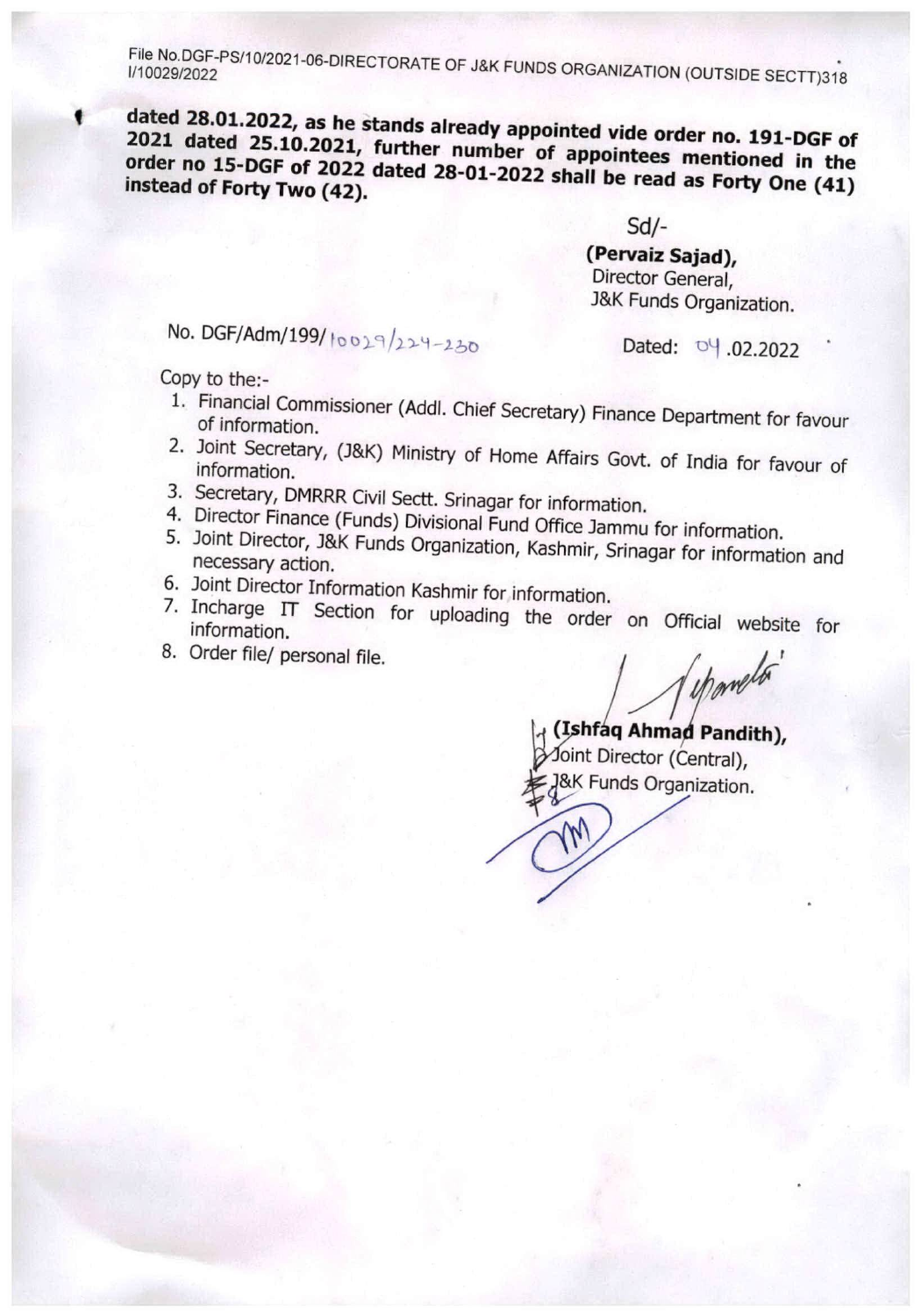File No.DGF-PS/10/2021-06-DIRECTORATE OF J&K FUNDS ORGANIZATION (OUTSIDE SECTT)318
I/10029/2022

**dated 28.01.2022, as he stands already appointed vide order no. 191-DGF of 2021 dated 25.10.2021, further number of appointees mentioned in the order no 15-DGF of 2022 dated 28-01-2022 shall be read as Forty One (41) instead of Forty Two (42).**

Sd/-
**(Pervaiz Sajad),**
Director General,
J&K Funds Organization.

No. DGF/Adm/199/10029/224-230

Dated: 04.02.2022

Copy to the:-

1. Financial Commissioner (Addl. Chief Secretary) Finance Department for favour of information.
2. Joint Secretary, (J&K) Ministry of Home Affairs Govt. of India for favour of information.
3. Secretary, DMRRR Civil Sectt. Srinagar for information.
4. Director Finance (Funds) Divisional Fund Office Jammu for information.
5. Joint Director, J&K Funds Organization, Kashmir, Srinagar for information and necessary action.
6. Joint Director Information Kashmir for information.
7. Incharge IT Section for uploading the order on Official website for information.
8. Order file/ personal file.

**(Ishfaq Ahmad Pandith),**
Joint Director (Central),
J&K Funds Organization.